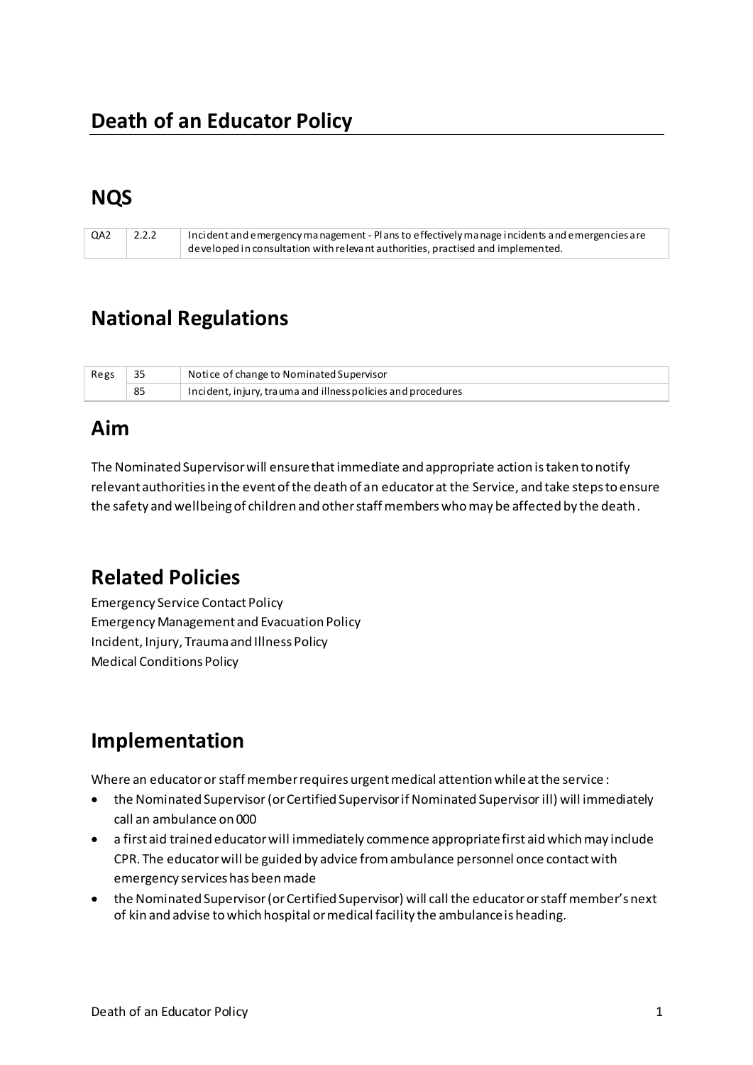# Death of an Educator Policy

## NQS

| QA2 | 2.2.2 | Incident and emergency management - Plans to effectively manage incidents and emergencies are developed in consultation with relevant authorities, practised and implemented. |
|---|---|---|

## National Regulations

| Regs | 35 | Notice of change to Nominated Supervisor |
|---|---|---|
| | 85 | Incident, injury, trauma and illness policies and procedures |

## Aim

The Nominated Supervisor will ensure that immediate and appropriate action is taken to notify relevant authorities in the event of the death of an educator at the Service, and take steps to ensure the safety and wellbeing of children and other staff members who may be affected by the death.

## Related Policies

Emergency Service Contact Policy
Emergency Management and Evacuation Policy
Incident, Injury, Trauma and Illness Policy
Medical Conditions Policy

## Implementation

Where an educator or staff member requires urgent medical attention while at the service:

- the Nominated Supervisor (or Certified Supervisor if Nominated Supervisor ill) will immediately call an ambulance on 000
- a first aid trained educator will immediately commence appropriate first aid which may include CPR. The educator will be guided by advice from ambulance personnel once contact with emergency services has been made
- the Nominated Supervisor (or Certified Supervisor) will call the educator or staff member's next of kin and advise to which hospital or medical facility the ambulance is heading.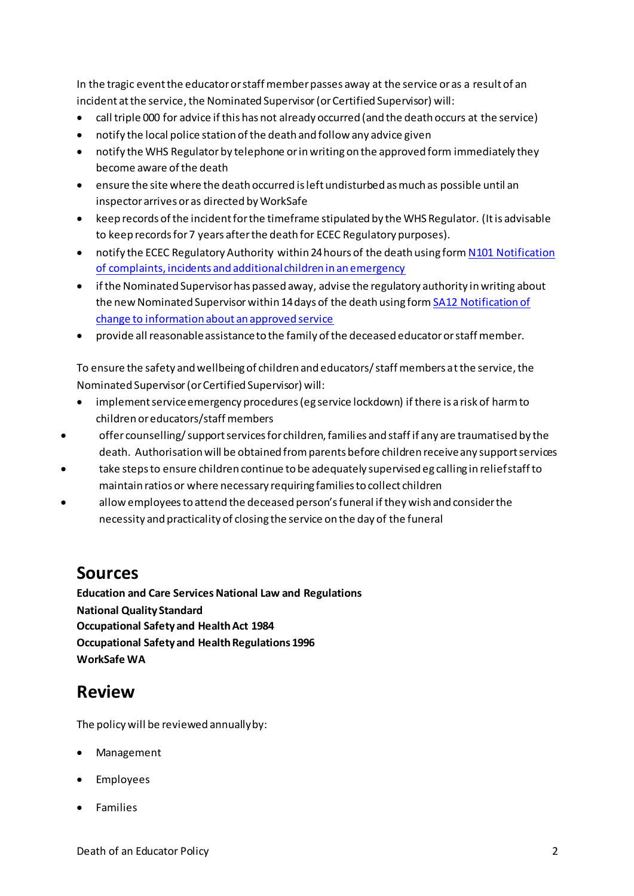In the tragic event the educator or staff member passes away at the service or as a result of an incident at the service, the Nominated Supervisor (or Certified Supervisor) will:

- call triple 000 for advice if this has not already occurred (and the death occurs at the service)
- notify the local police station of the death and follow any advice given
- notify the WHS Regulator by telephone or in writing on the approved form immediately they become aware of the death
- ensure the site where the death occurred is left undisturbed as much as possible until an inspector arrives or as directed by WorkSafe
- keep records of the incident for the timeframe stipulated by the WHS Regulator. (It is advisable to keep records for 7 years after the death for ECEC Regulatory purposes).
- notify the ECEC Regulatory Authority within 24 hours of the death using form N101 Notification of complaints, incidents and additional children in an emergency
- if the Nominated Supervisor has passed away, advise the regulatory authority in writing about the new Nominated Supervisor within 14 days of the death using form SA12 Notification of change to information about an approved service
- provide all reasonable assistance to the family of the deceased educator or staff member.

To ensure the safety and wellbeing of children and educators/ staff members at the service, the Nominated Supervisor (or Certified Supervisor) will:

- implement service emergency procedures (eg service lockdown) if there is a risk of harm to children or educators/staff members
- offer counselling/ support services for children, families and staff if any are traumatised by the death. Authorisation will be obtained from parents before children receive any support services
- take steps to ensure children continue to be adequately supervised eg calling in relief staff to maintain ratios or where necessary requiring families to collect children
- allow employees to attend the deceased person's funeral if they wish and consider the necessity and practicality of closing the service on the day of the funeral

## Sources

**Education and Care Services National Law and Regulations**
**National Quality Standard**
**Occupational Safety and Health Act 1984**
**Occupational Safety and Health Regulations 1996**
**WorkSafe WA**

## Review

The policy will be reviewed annually by:

- Management
- Employees
- Families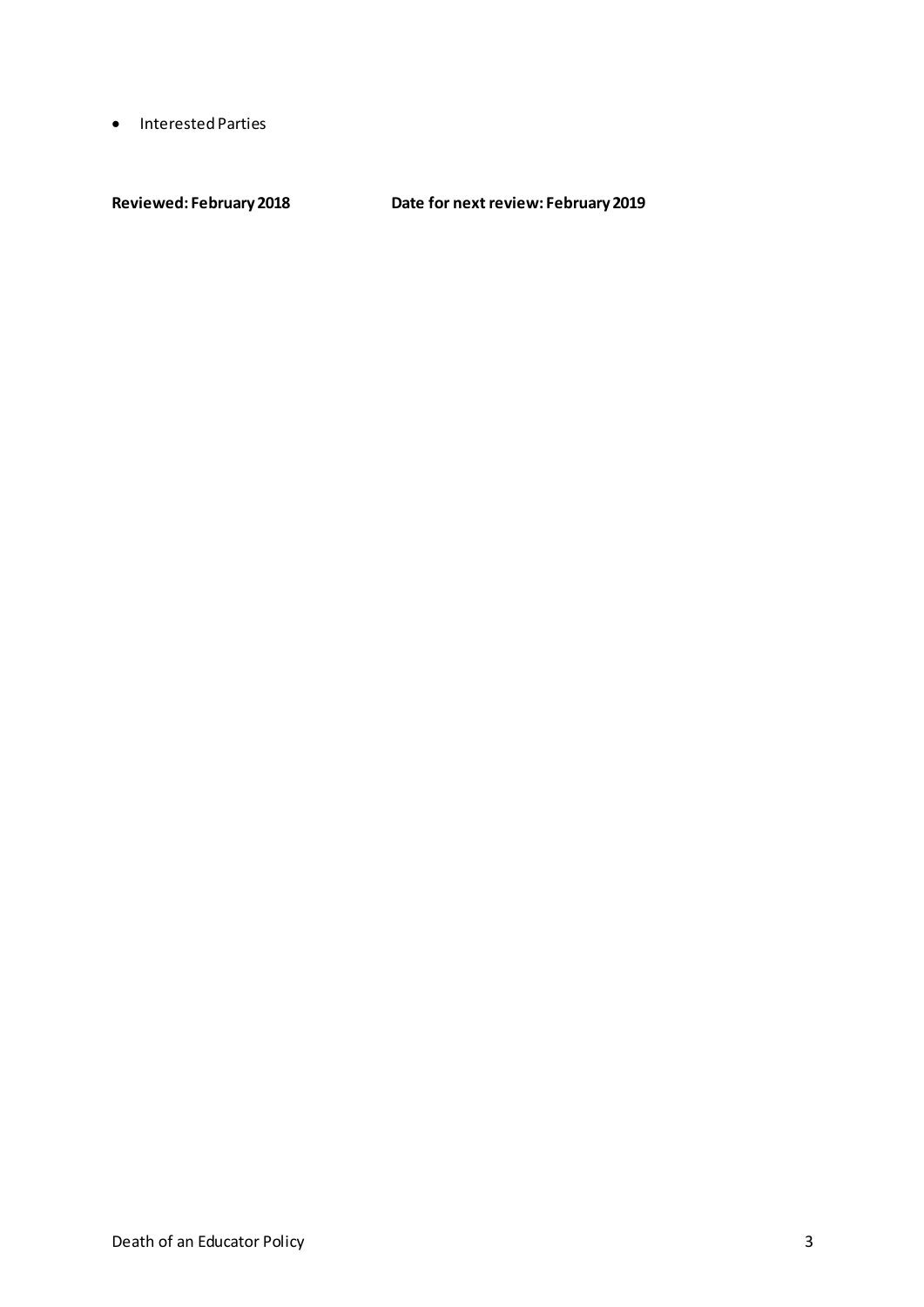- Interested Parties

**Reviewed: February 2018** **Date for next review: February 2019**